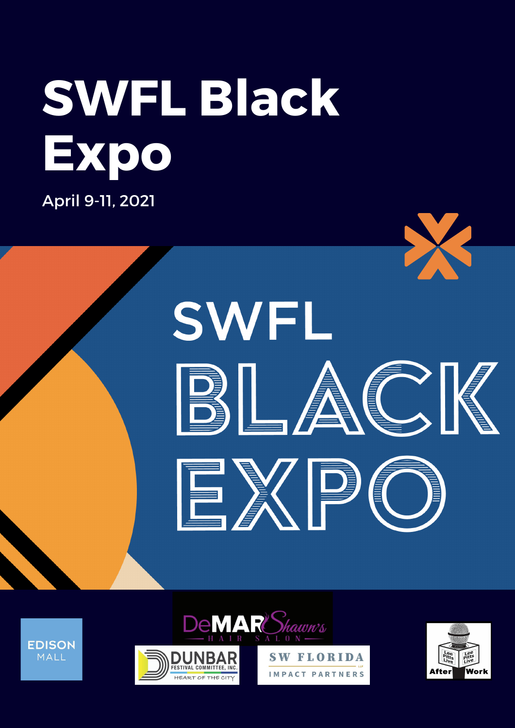# SWFL Black Expo

April 9-11, 2021

SWFL

BLACK

EXPO

EDISON MALL

DeMAR Shawn's HAIR SALON

DUNBAR FESTIVAL COMMITTEE, INC. HEART OF THE CITY

SW FLORIDA IMPACT PARTNERS LLP

Lee Pitts Live After Work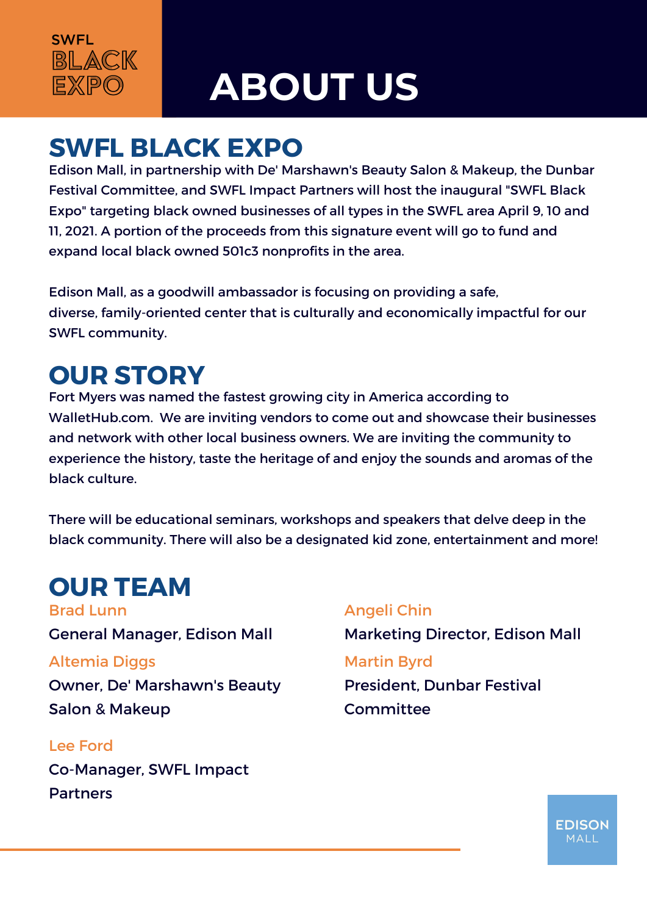SWFL BLACK EXPO

# ABOUT US

## SWFL BLACK EXPO

Edison Mall, in partnership with De' Marshawn's Beauty Salon & Makeup, the Dunbar Festival Committee, and SWFL Impact Partners will host the inaugural "SWFL Black Expo" targeting black owned businesses of all types in the SWFL area April 9, 10 and 11, 2021. A portion of the proceeds from this signature event will go to fund and expand local black owned 501c3 nonprofits in the area.

Edison Mall, as a goodwill ambassador is focusing on providing a safe, diverse, family-oriented center that is culturally and economically impactful for our SWFL community.

## OUR STORY

Fort Myers was named the fastest growing city in America according to WalletHub.com. We are inviting vendors to come out and showcase their businesses and network with other local business owners. We are inviting the community to experience the history, taste the heritage of and enjoy the sounds and aromas of the black culture.

There will be educational seminars, workshops and speakers that delve deep in the black community. There will also be a designated kid zone, entertainment and more!

## OUR TEAM

**Brad Lunn**
General Manager, Edison Mall

**Altemia Diggs**
Owner, De' Marshawn's Beauty Salon & Makeup

**Lee Ford**
Co-Manager, SWFL Impact Partners

**Angeli Chin**
Marketing Director, Edison Mall

**Martin Byrd**
President, Dunbar Festival Committee

EDISON MALL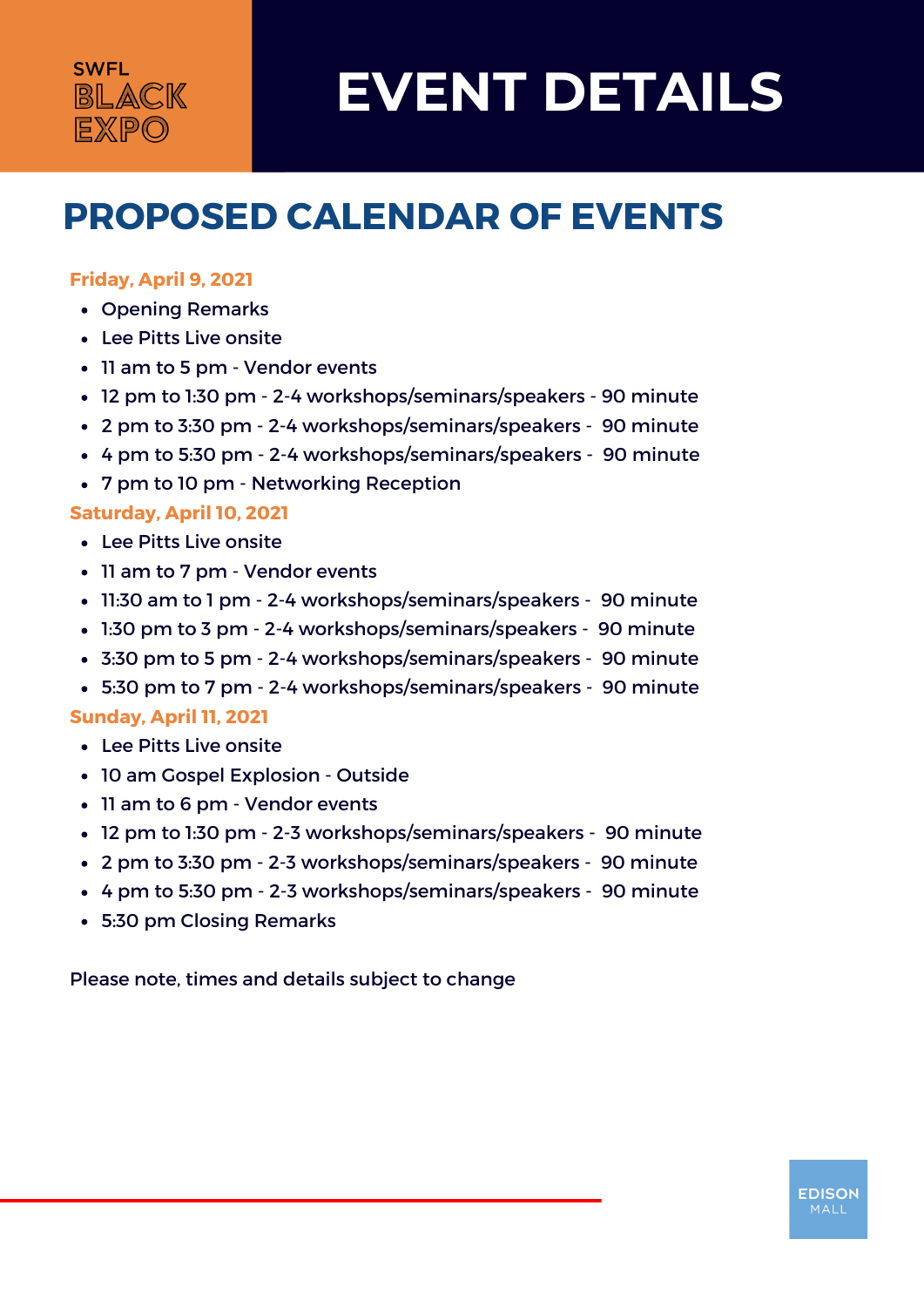SWFL BLACK EXPO

# EVENT DETAILS

## PROPOSED CALENDAR OF EVENTS

**Friday, April 9, 2021**

- Opening Remarks
- Lee Pitts Live onsite
- 11 am to 5 pm - Vendor events
- 12 pm to 1:30 pm - 2-4 workshops/seminars/speakers - 90 minute
- 2 pm to 3:30 pm - 2-4 workshops/seminars/speakers - 90 minute
- 4 pm to 5:30 pm - 2-4 workshops/seminars/speakers - 90 minute
- 7 pm to 10 pm - Networking Reception

**Saturday, April 10, 2021**

- Lee Pitts Live onsite
- 11 am to 7 pm - Vendor events
- 11:30 am to 1 pm - 2-4 workshops/seminars/speakers - 90 minute
- 1:30 pm to 3 pm - 2-4 workshops/seminars/speakers - 90 minute
- 3:30 pm to 5 pm - 2-4 workshops/seminars/speakers - 90 minute
- 5:30 pm to 7 pm - 2-4 workshops/seminars/speakers - 90 minute

**Sunday, April 11, 2021**

- Lee Pitts Live onsite
- 10 am Gospel Explosion - Outside
- 11 am to 6 pm - Vendor events
- 12 pm to 1:30 pm - 2-3 workshops/seminars/speakers - 90 minute
- 2 pm to 3:30 pm - 2-3 workshops/seminars/speakers - 90 minute
- 4 pm to 5:30 pm - 2-3 workshops/seminars/speakers - 90 minute
- 5:30 pm Closing Remarks

Please note, times and details subject to change

EDISON MALL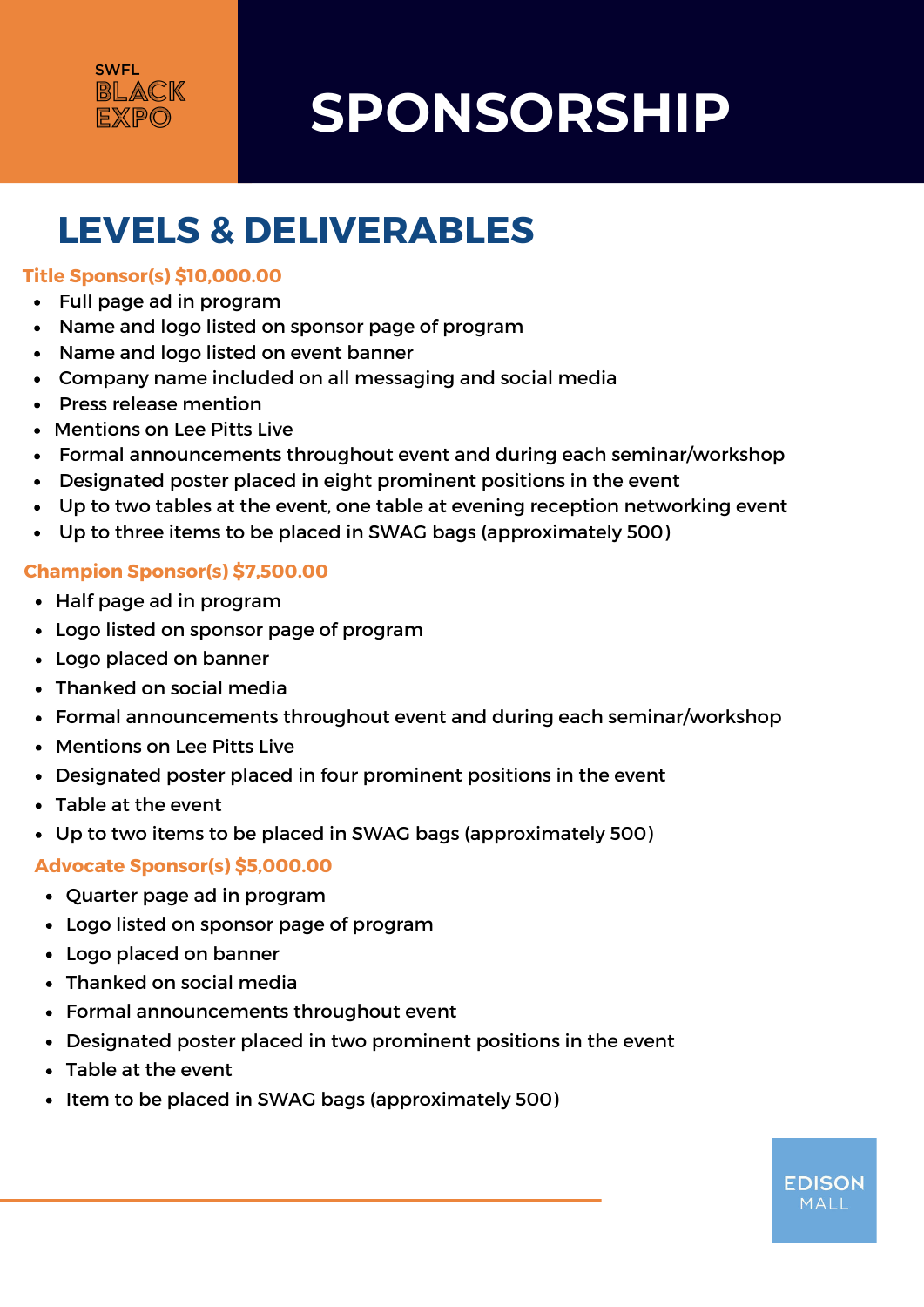SWFL BLACK EXPO

# SPONSORSHIP

## LEVELS & DELIVERABLES

### Title Sponsor(s) $10,000.00

- Full page ad in program
- Name and logo listed on sponsor page of program
- Name and logo listed on event banner
- Company name included on all messaging and social media
- Press release mention
- Mentions on Lee Pitts Live
- Formal announcements throughout event and during each seminar/workshop
- Designated poster placed in eight prominent positions in the event
- Up to two tables at the event, one table at evening reception networking event
- Up to three items to be placed in SWAG bags (approximately 500)

### Champion Sponsor(s) $7,500.00

- Half page ad in program
- Logo listed on sponsor page of program
- Logo placed on banner
- Thanked on social media
- Formal announcements throughout event and during each seminar/workshop
- Mentions on Lee Pitts Live
- Designated poster placed in four prominent positions in the event
- Table at the event
- Up to two items to be placed in SWAG bags (approximately 500)

### Advocate Sponsor(s) $5,000.00

- Quarter page ad in program
- Logo listed on sponsor page of program
- Logo placed on banner
- Thanked on social media
- Formal announcements throughout event
- Designated poster placed in two prominent positions in the event
- Table at the event
- Item to be placed in SWAG bags (approximately 500)

EDISON MALL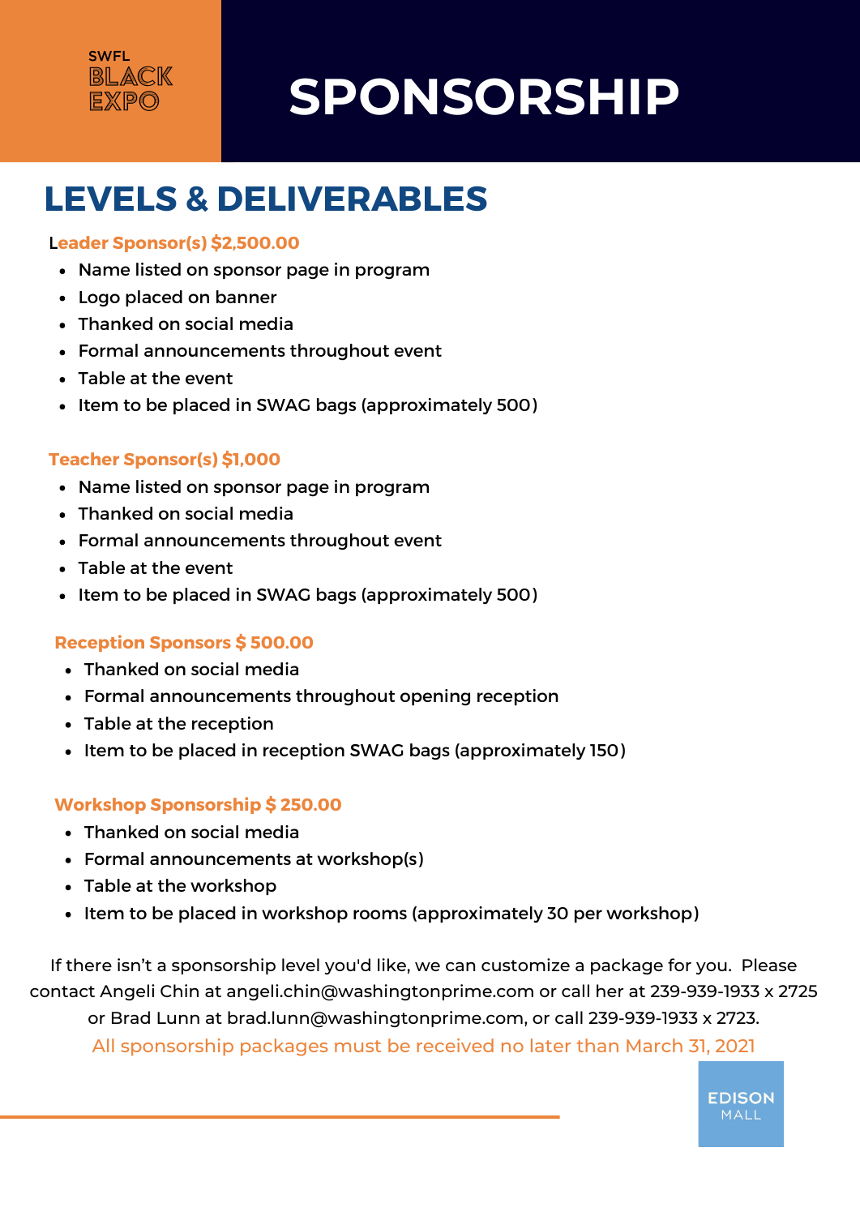SWFL BLACK EXPO

# SPONSORSHIP

## LEVELS & DEVELIVERABLES

**Leader Sponsor(s) $2,500.00**

- Name listed on sponsor page in program
- Logo placed on banner
- Thanked on social media
- Formal announcements throughout event
- Table at the event
- Item to be placed in SWAG bags (approximately 500)

**Teacher Sponsor(s) $1,000**

- Name listed on sponsor page in program
- Thanked on social media
- Formal announcements throughout event
- Table at the event
- Item to be placed in SWAG bags (approximately 500)

**Reception Sponsors $ 500.00**

- Thanked on social media
- Formal announcements throughout opening reception
- Table at the reception
- Item to be placed in reception SWAG bags (approximately 150)

**Workshop Sponsorship $ 250.00**

- Thanked on social media
- Formal announcements at workshop(s)
- Table at the workshop
- Item to be placed in workshop rooms (approximately 30 per workshop)

If there isn't a sponsorship level you'd like, we can customize a package for you. Please contact Angeli Chin at angeli.chin@washingtonprime.com or call her at 239-939-1933 x 2725 or Brad Lunn at brad.lunn@washingtonprime.com, or call 239-939-1933 x 2723.

All sponsorship packages must be received no later than March 31, 2021

EDISON MALL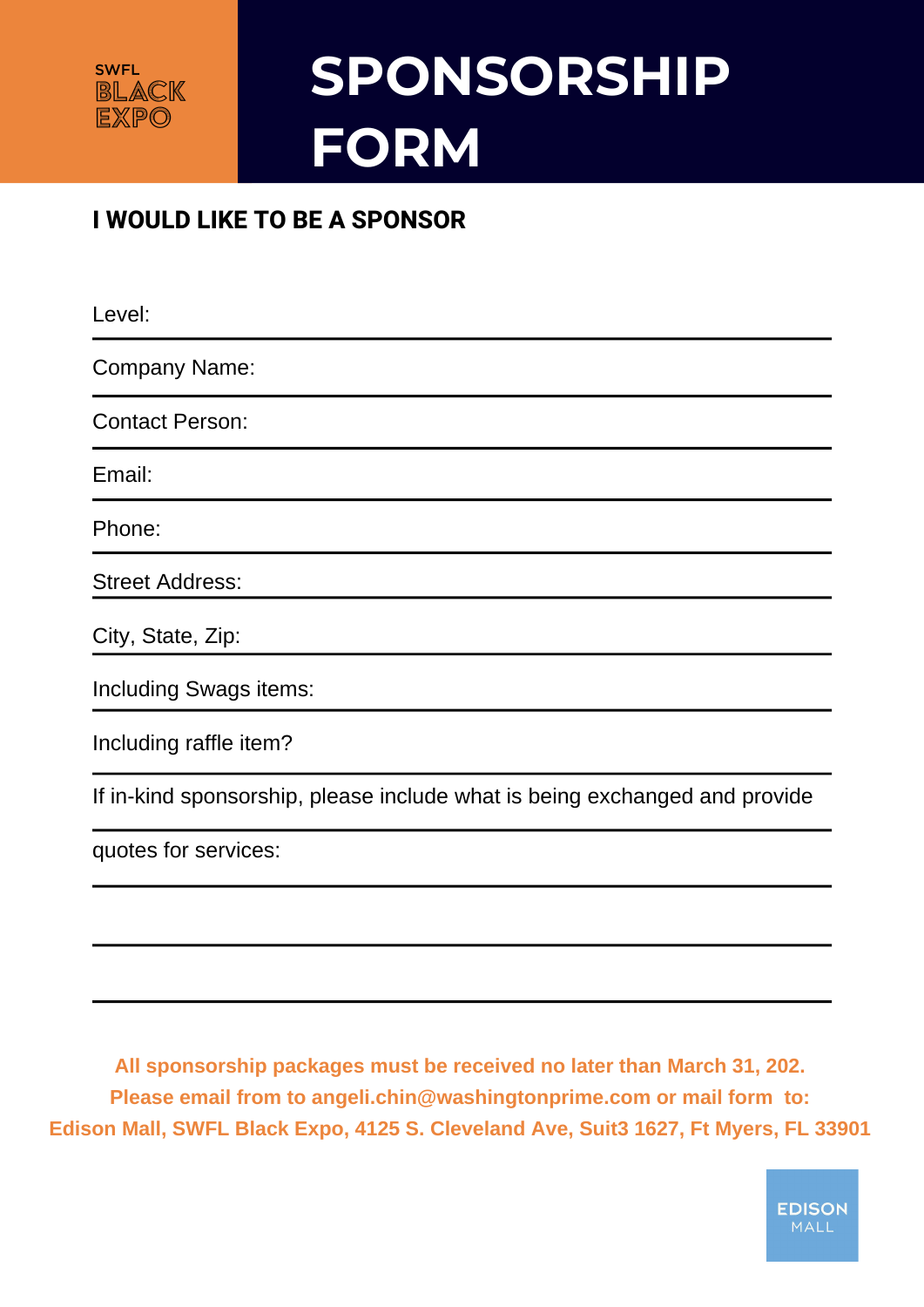SWFL BLACK EXPO

# SPONSORSHIP FORM

## I WOULD LIKE TO BE A SPONSOR

Level: \_\_\_\_\_\_\_\_\_\_\_\_\_\_\_\_\_\_\_\_\_\_\_\_\_\_\_\_\_\_\_\_\_\_\_\_\_\_\_\_

Company Name: \_\_\_\_\_\_\_\_\_\_\_\_\_\_\_\_\_\_\_\_\_\_\_\_\_\_\_\_\_\_\_\_\_\_\_\_\_\_\_\_

Contact Person: \_\_\_\_\_\_\_\_\_\_\_\_\_\_\_\_\_\_\_\_\_\_\_\_\_\_\_\_\_\_\_\_\_\_\_\_\_\_\_\_

Email: \_\_\_\_\_\_\_\_\_\_\_\_\_\_\_\_\_\_\_\_\_\_\_\_\_\_\_\_\_\_\_\_\_\_\_\_\_\_\_\_

Phone: \_\_\_\_\_\_\_\_\_\_\_\_\_\_\_\_\_\_\_\_\_\_\_\_\_\_\_\_\_\_\_\_\_\_\_\_\_\_\_\_

Street Address: \_\_\_\_\_\_\_\_\_\_\_\_\_\_\_\_\_\_\_\_\_\_\_\_\_\_\_\_\_\_\_\_\_\_\_\_\_\_\_\_

City, State, Zip: \_\_\_\_\_\_\_\_\_\_\_\_\_\_\_\_\_\_\_\_\_\_\_\_\_\_\_\_\_\_\_\_\_\_\_\_\_\_\_\_

Including Swags items: \_\_\_\_\_\_\_\_\_\_\_\_\_\_\_\_\_\_\_\_\_\_\_\_\_\_\_\_\_\_\_\_\_\_\_\_\_\_\_\_

Including raffle item? \_\_\_\_\_\_\_\_\_\_\_\_\_\_\_\_\_\_\_\_\_\_\_\_\_\_\_\_\_\_\_\_\_\_\_\_\_\_\_\_

If in-kind sponsorship, please include what is being exchanged and provide \_\_\_\_\_\_\_\_\_\_\_\_\_\_\_\_\_\_\_\_\_\_\_\_\_\_\_\_\_\_\_\_\_\_\_\_\_\_\_\_

quotes for services: \_\_\_\_\_\_\_\_\_\_\_\_\_\_\_\_\_\_\_\_\_\_\_\_\_\_\_\_\_\_\_\_\_\_\_\_\_\_\_\_

\_\_\_\_\_\_\_\_\_\_\_\_\_\_\_\_\_\_\_\_\_\_\_\_\_\_\_\_\_\_\_\_\_\_\_\_\_\_\_\_

\_\_\_\_\_\_\_\_\_\_\_\_\_\_\_\_\_\_\_\_\_\_\_\_\_\_\_\_\_\_\_\_\_\_\_\_\_\_\_\_

**All sponsorship packages must be received no later than March 31, 202.**
**Please email from to angeli.chin@washingtonprime.com or mail form to:**
**Edison Mall, SWFL Black Expo, 4125 S. Cleveland Ave, Suit3 1627, Ft Myers, FL 33901**

EDISON MALL